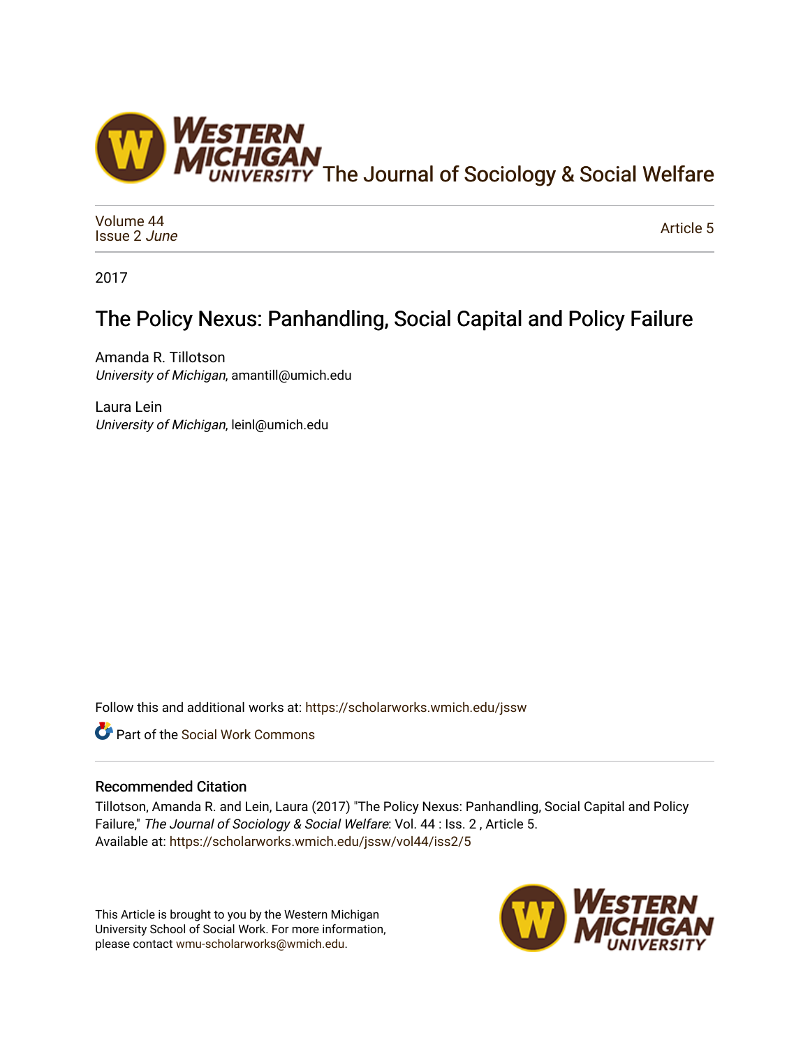The Journal of Sociology & Social Welfare

Volume 44
Issue 2 *June*

Article 5

2017

# The Policy Nexus: Panhandling, Social Capital and Policy Failure

Amanda R. Tillotson
*University of Michigan*, amantill@umich.edu

Laura Lein
*University of Michigan*, leinl@umich.edu

Follow this and additional works at: https://scholarworks.wmich.edu/jssw

Part of the Social Work Commons

## Recommended Citation

Tillotson, Amanda R. and Lein, Laura (2017) "The Policy Nexus: Panhandling, Social Capital and Policy Failure," *The Journal of Sociology & Social Welfare*: Vol. 44 : Iss. 2 , Article 5.
Available at: https://scholarworks.wmich.edu/jssw/vol44/iss2/5

This Article is brought to you by the Western Michigan University School of Social Work. For more information, please contact wmu-scholarworks@wmich.edu.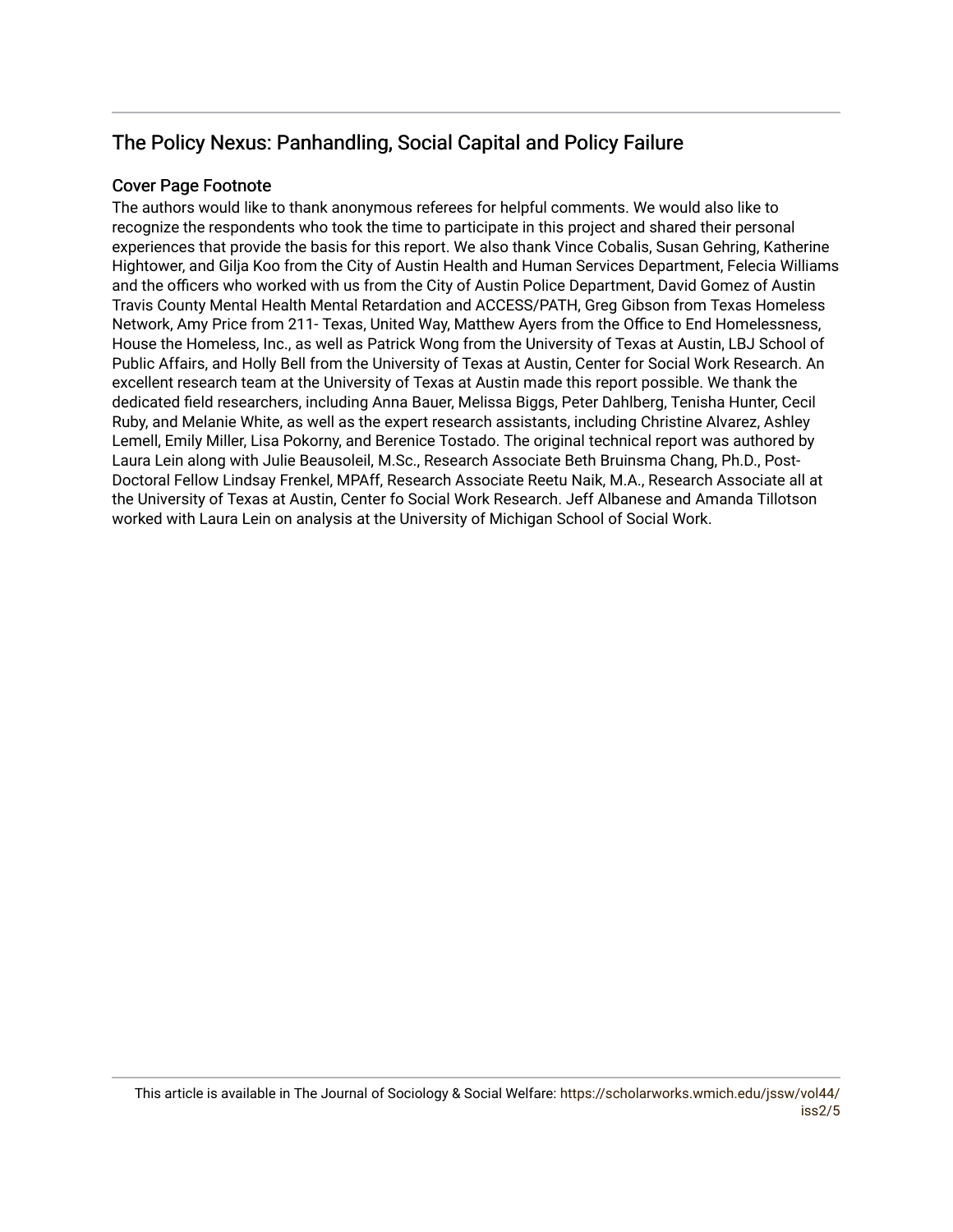# The Policy Nexus: Panhandling, Social Capital and Policy Failure

## Cover Page Footnote

The authors would like to thank anonymous referees for helpful comments. We would also like to recognize the respondents who took the time to participate in this project and shared their personal experiences that provide the basis for this report. We also thank Vince Cobalis, Susan Gehring, Katherine Hightower, and Gilja Koo from the City of Austin Health and Human Services Department, Felecia Williams and the officers who worked with us from the City of Austin Police Department, David Gomez of Austin Travis County Mental Health Mental Retardation and ACCESS/PATH, Greg Gibson from Texas Homeless Network, Amy Price from 211- Texas, United Way, Matthew Ayers from the Office to End Homelessness, House the Homeless, Inc., as well as Patrick Wong from the University of Texas at Austin, LBJ School of Public Affairs, and Holly Bell from the University of Texas at Austin, Center for Social Work Research. An excellent research team at the University of Texas at Austin made this report possible. We thank the dedicated field researchers, including Anna Bauer, Melissa Biggs, Peter Dahlberg, Tenisha Hunter, Cecil Ruby, and Melanie White, as well as the expert research assistants, including Christine Alvarez, Ashley Lemell, Emily Miller, Lisa Pokorny, and Berenice Tostado. The original technical report was authored by Laura Lein along with Julie Beausoleil, M.Sc., Research Associate Beth Bruinsma Chang, Ph.D., Post-Doctoral Fellow Lindsay Frenkel, MPAff, Research Associate Reetu Naik, M.A., Research Associate all at the University of Texas at Austin, Center fo Social Work Research. Jeff Albanese and Amanda Tillotson worked with Laura Lein on analysis at the University of Michigan School of Social Work.

This article is available in The Journal of Sociology & Social Welfare: https://scholarworks.wmich.edu/jssw/vol44/iss2/5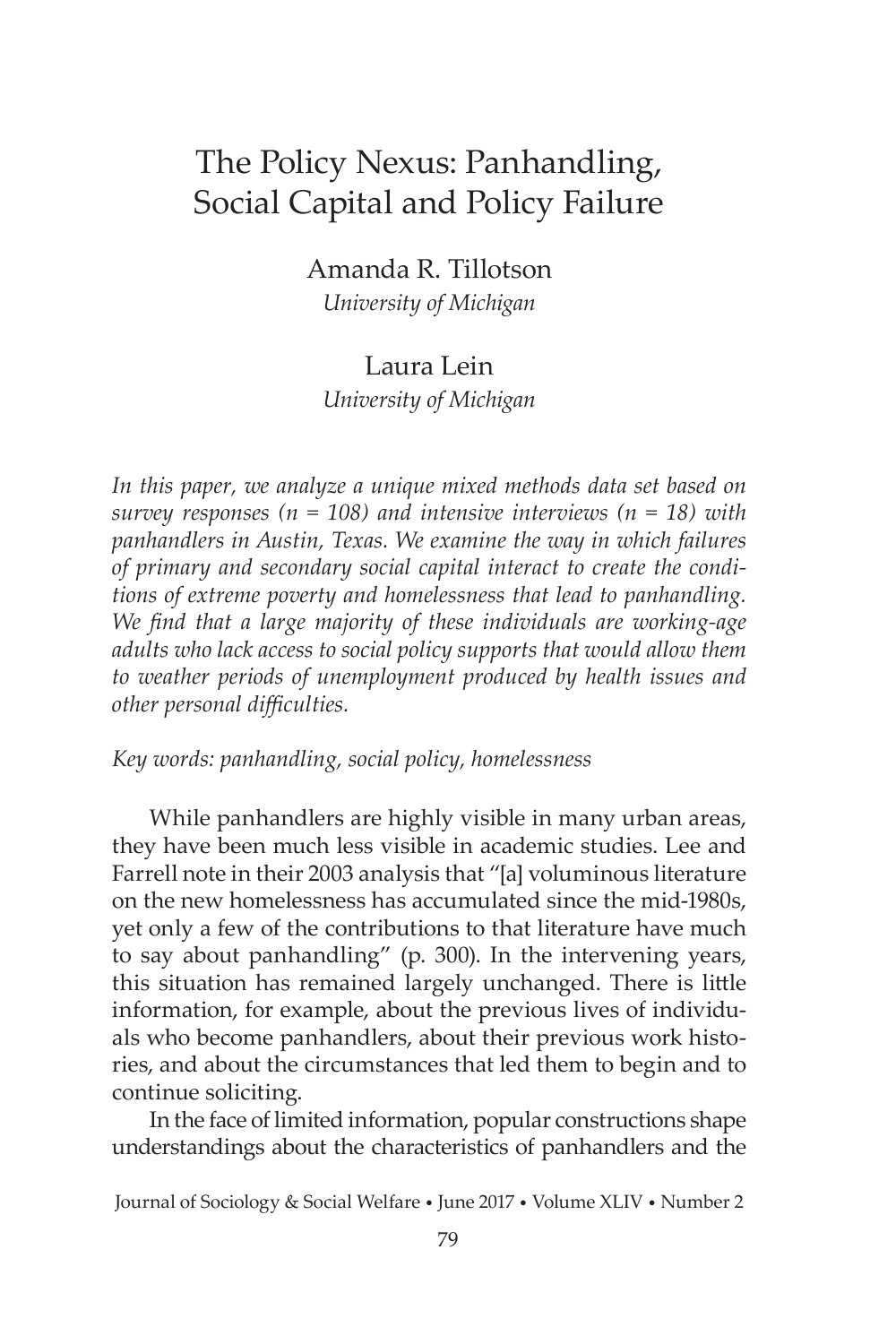# The Policy Nexus: Panhandling, Social Capital and Policy Failure

Amanda R. Tillotson
*University of Michigan*

Laura Lein
*University of Michigan*

*In this paper, we analyze a unique mixed methods data set based on survey responses (n = 108) and intensive interviews (n = 18) with panhandlers in Austin, Texas. We examine the way in which failures of primary and secondary social capital interact to create the conditions of extreme poverty and homelessness that lead to panhandling. We find that a large majority of these individuals are working-age adults who lack access to social policy supports that would allow them to weather periods of unemployment produced by health issues and other personal difficulties.*

*Key words: panhandling, social policy, homelessness*

While panhandlers are highly visible in many urban areas, they have been much less visible in academic studies. Lee and Farrell note in their 2003 analysis that "[a] voluminous literature on the new homelessness has accumulated since the mid-1980s, yet only a few of the contributions to that literature have much to say about panhandling" (p. 300). In the intervening years, this situation has remained largely unchanged. There is little information, for example, about the previous lives of individuals who become panhandlers, about their previous work histories, and about the circumstances that led them to begin and to continue soliciting.

In the face of limited information, popular constructions shape understandings about the characteristics of panhandlers and the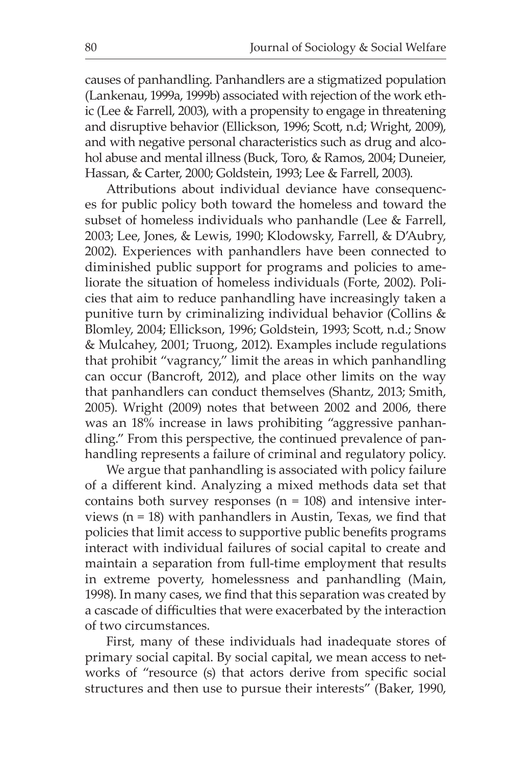causes of panhandling. Panhandlers are a stigmatized population (Lankenau, 1999a, 1999b) associated with rejection of the work ethic (Lee & Farrell, 2003), with a propensity to engage in threatening and disruptive behavior (Ellickson, 1996; Scott, n.d; Wright, 2009), and with negative personal characteristics such as drug and alcohol abuse and mental illness (Buck, Toro, & Ramos, 2004; Duneier, Hassan, & Carter, 2000; Goldstein, 1993; Lee & Farrell, 2003).

Attributions about individual deviance have consequences for public policy both toward the homeless and toward the subset of homeless individuals who panhandle (Lee & Farrell, 2003; Lee, Jones, & Lewis, 1990; Klodowsky, Farrell, & D'Aubry, 2002). Experiences with panhandlers have been connected to diminished public support for programs and policies to ameliorate the situation of homeless individuals (Forte, 2002). Policies that aim to reduce panhandling have increasingly taken a punitive turn by criminalizing individual behavior (Collins & Blomley, 2004; Ellickson, 1996; Goldstein, 1993; Scott, n.d.; Snow & Mulcahey, 2001; Truong, 2012). Examples include regulations that prohibit "vagrancy," limit the areas in which panhandling can occur (Bancroft, 2012), and place other limits on the way that panhandlers can conduct themselves (Shantz, 2013; Smith, 2005). Wright (2009) notes that between 2002 and 2006, there was an 18% increase in laws prohibiting "aggressive panhandling." From this perspective, the continued prevalence of panhandling represents a failure of criminal and regulatory policy.

We argue that panhandling is associated with policy failure of a different kind. Analyzing a mixed methods data set that contains both survey responses (n = 108) and intensive interviews (n = 18) with panhandlers in Austin, Texas, we find that policies that limit access to supportive public benefits programs interact with individual failures of social capital to create and maintain a separation from full-time employment that results in extreme poverty, homelessness and panhandling (Main, 1998). In many cases, we find that this separation was created by a cascade of difficulties that were exacerbated by the interaction of two circumstances.

First, many of these individuals had inadequate stores of primary social capital. By social capital, we mean access to networks of "resource (s) that actors derive from specific social structures and then use to pursue their interests" (Baker, 1990,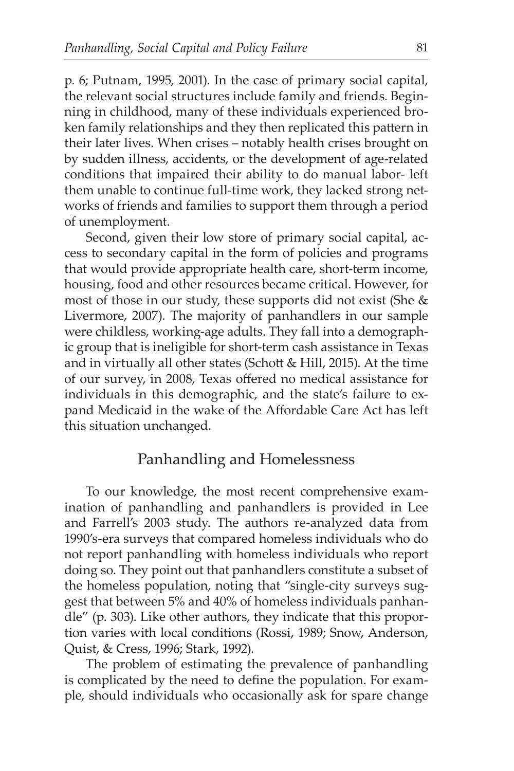p. 6; Putnam, 1995, 2001). In the case of primary social capital, the relevant social structures include family and friends. Beginning in childhood, many of these individuals experienced broken family relationships and they then replicated this pattern in their later lives. When crises – notably health crises brought on by sudden illness, accidents, or the development of age-related conditions that impaired their ability to do manual labor- left them unable to continue full-time work, they lacked strong networks of friends and families to support them through a period of unemployment.

Second, given their low store of primary social capital, access to secondary capital in the form of policies and programs that would provide appropriate health care, short-term income, housing, food and other resources became critical. However, for most of those in our study, these supports did not exist (She & Livermore, 2007). The majority of panhandlers in our sample were childless, working-age adults. They fall into a demographic group that is ineligible for short-term cash assistance in Texas and in virtually all other states (Schott & Hill, 2015). At the time of our survey, in 2008, Texas offered no medical assistance for individuals in this demographic, and the state's failure to expand Medicaid in the wake of the Affordable Care Act has left this situation unchanged.

## Panhandling and Homelessness

To our knowledge, the most recent comprehensive examination of panhandling and panhandlers is provided in Lee and Farrell's 2003 study. The authors re-analyzed data from 1990's-era surveys that compared homeless individuals who do not report panhandling with homeless individuals who report doing so. They point out that panhandlers constitute a subset of the homeless population, noting that "single-city surveys suggest that between 5% and 40% of homeless individuals panhandle" (p. 303). Like other authors, they indicate that this proportion varies with local conditions (Rossi, 1989; Snow, Anderson, Quist, & Cress, 1996; Stark, 1992).

The problem of estimating the prevalence of panhandling is complicated by the need to define the population. For example, should individuals who occasionally ask for spare change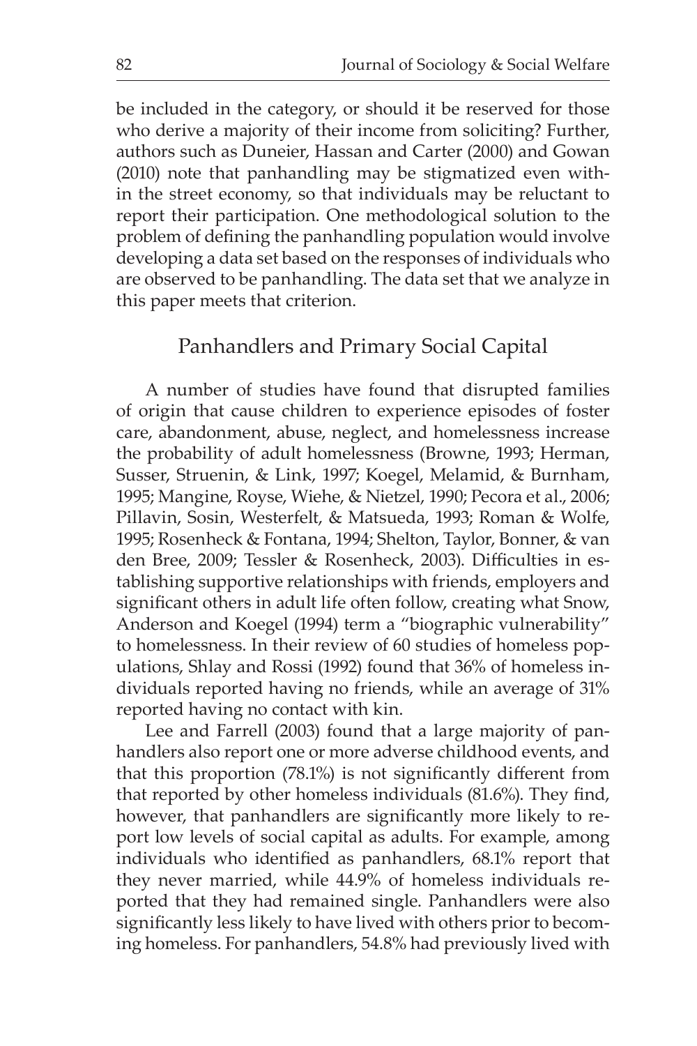be included in the category, or should it be reserved for those who derive a majority of their income from soliciting? Further, authors such as Duneier, Hassan and Carter (2000) and Gowan (2010) note that panhandling may be stigmatized even within the street economy, so that individuals may be reluctant to report their participation. One methodological solution to the problem of defining the panhandling population would involve developing a data set based on the responses of individuals who are observed to be panhandling. The data set that we analyze in this paper meets that criterion.

## Panhandlers and Primary Social Capital

A number of studies have found that disrupted families of origin that cause children to experience episodes of foster care, abandonment, abuse, neglect, and homelessness increase the probability of adult homelessness (Browne, 1993; Herman, Susser, Struenin, & Link, 1997; Koegel, Melamid, & Burnham, 1995; Mangine, Royse, Wiehe, & Nietzel, 1990; Pecora et al., 2006; Pillavin, Sosin, Westerfelt, & Matsueda, 1993; Roman & Wolfe, 1995; Rosenheck & Fontana, 1994; Shelton, Taylor, Bonner, & van den Bree, 2009; Tessler & Rosenheck, 2003). Difficulties in establishing supportive relationships with friends, employers and significant others in adult life often follow, creating what Snow, Anderson and Koegel (1994) term a "biographic vulnerability" to homelessness. In their review of 60 studies of homeless populations, Shlay and Rossi (1992) found that 36% of homeless individuals reported having no friends, while an average of 31% reported having no contact with kin.

Lee and Farrell (2003) found that a large majority of panhandlers also report one or more adverse childhood events, and that this proportion (78.1%) is not significantly different from that reported by other homeless individuals (81.6%). They find, however, that panhandlers are significantly more likely to report low levels of social capital as adults. For example, among individuals who identified as panhandlers, 68.1% report that they never married, while 44.9% of homeless individuals reported that they had remained single. Panhandlers were also significantly less likely to have lived with others prior to becoming homeless. For panhandlers, 54.8% had previously lived with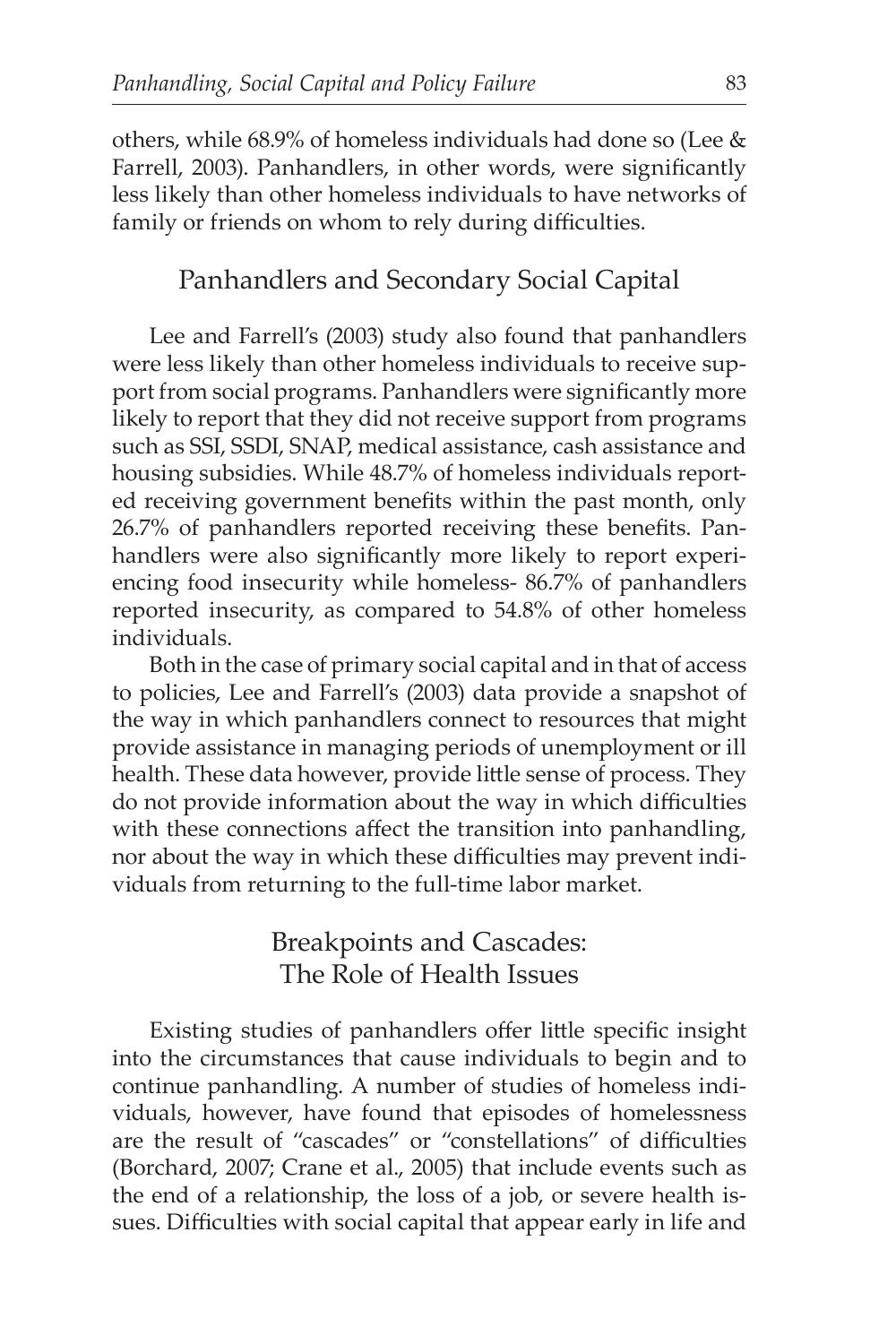others, while 68.9% of homeless individuals had done so (Lee & Farrell, 2003). Panhandlers, in other words, were significantly less likely than other homeless individuals to have networks of family or friends on whom to rely during difficulties.

## Panhandlers and Secondary Social Capital

Lee and Farrell's (2003) study also found that panhandlers were less likely than other homeless individuals to receive support from social programs. Panhandlers were significantly more likely to report that they did not receive support from programs such as SSI, SSDI, SNAP, medical assistance, cash assistance and housing subsidies. While 48.7% of homeless individuals reported receiving government benefits within the past month, only 26.7% of panhandlers reported receiving these benefits. Panhandlers were also significantly more likely to report experiencing food insecurity while homeless- 86.7% of panhandlers reported insecurity, as compared to 54.8% of other homeless individuals.

Both in the case of primary social capital and in that of access to policies, Lee and Farrell's (2003) data provide a snapshot of the way in which panhandlers connect to resources that might provide assistance in managing periods of unemployment or ill health. These data however, provide little sense of process. They do not provide information about the way in which difficulties with these connections affect the transition into panhandling, nor about the way in which these difficulties may prevent individuals from returning to the full-time labor market.

## Breakpoints and Cascades: The Role of Health Issues

Existing studies of panhandlers offer little specific insight into the circumstances that cause individuals to begin and to continue panhandling. A number of studies of homeless individuals, however, have found that episodes of homelessness are the result of "cascades" or "constellations" of difficulties (Borchard, 2007; Crane et al., 2005) that include events such as the end of a relationship, the loss of a job, or severe health issues. Difficulties with social capital that appear early in life and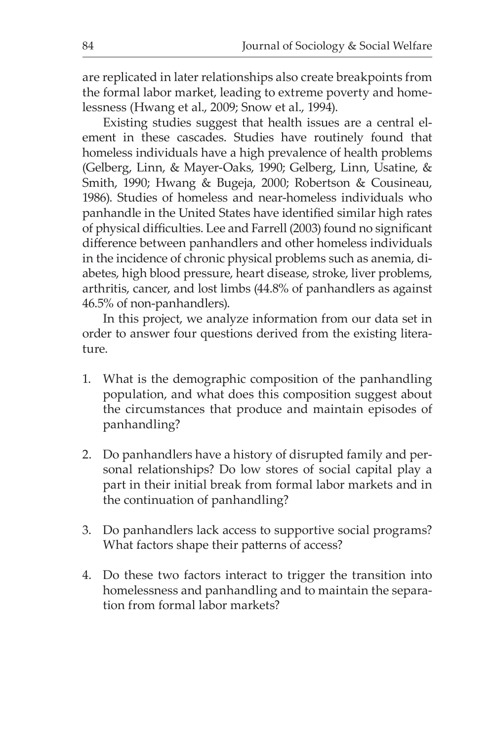are replicated in later relationships also create breakpoints from the formal labor market, leading to extreme poverty and homelessness (Hwang et al., 2009; Snow et al., 1994).

Existing studies suggest that health issues are a central element in these cascades. Studies have routinely found that homeless individuals have a high prevalence of health problems (Gelberg, Linn, & Mayer-Oaks, 1990; Gelberg, Linn, Usatine, & Smith, 1990; Hwang & Bugeja, 2000; Robertson & Cousineau, 1986). Studies of homeless and near-homeless individuals who panhandle in the United States have identified similar high rates of physical difficulties. Lee and Farrell (2003) found no significant difference between panhandlers and other homeless individuals in the incidence of chronic physical problems such as anemia, diabetes, high blood pressure, heart disease, stroke, liver problems, arthritis, cancer, and lost limbs (44.8% of panhandlers as against 46.5% of non-panhandlers).

In this project, we analyze information from our data set in order to answer four questions derived from the existing literature.

1. What is the demographic composition of the panhandling population, and what does this composition suggest about the circumstances that produce and maintain episodes of panhandling?

2. Do panhandlers have a history of disrupted family and personal relationships? Do low stores of social capital play a part in their initial break from formal labor markets and in the continuation of panhandling?

3. Do panhandlers lack access to supportive social programs? What factors shape their patterns of access?

4. Do these two factors interact to trigger the transition into homelessness and panhandling and to maintain the separation from formal labor markets?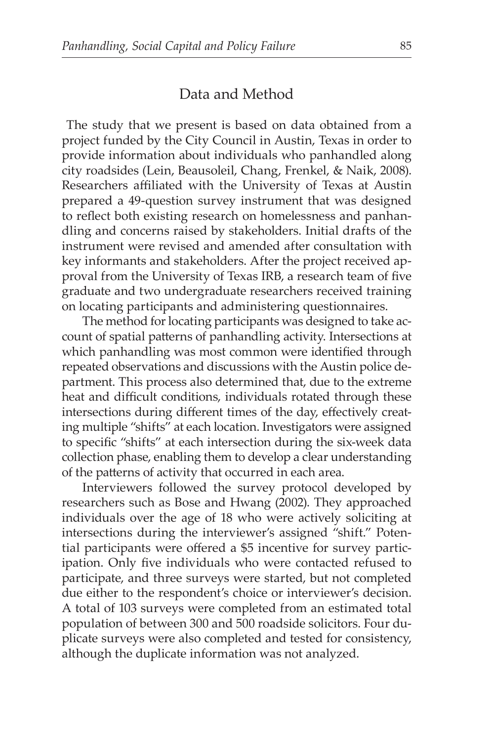## Data and Method

The study that we present is based on data obtained from a project funded by the City Council in Austin, Texas in order to provide information about individuals who panhandled along city roadsides (Lein, Beausoleil, Chang, Frenkel, & Naik, 2008). Researchers affiliated with the University of Texas at Austin prepared a 49-question survey instrument that was designed to reflect both existing research on homelessness and panhandling and concerns raised by stakeholders. Initial drafts of the instrument were revised and amended after consultation with key informants and stakeholders. After the project received approval from the University of Texas IRB, a research team of five graduate and two undergraduate researchers received training on locating participants and administering questionnaires.

The method for locating participants was designed to take account of spatial patterns of panhandling activity. Intersections at which panhandling was most common were identified through repeated observations and discussions with the Austin police department. This process also determined that, due to the extreme heat and difficult conditions, individuals rotated through these intersections during different times of the day, effectively creating multiple "shifts" at each location. Investigators were assigned to specific "shifts" at each intersection during the six-week data collection phase, enabling them to develop a clear understanding of the patterns of activity that occurred in each area.

Interviewers followed the survey protocol developed by researchers such as Bose and Hwang (2002). They approached individuals over the age of 18 who were actively soliciting at intersections during the interviewer's assigned "shift." Potential participants were offered a $5 incentive for survey participation. Only five individuals who were contacted refused to participate, and three surveys were started, but not completed due either to the respondent's choice or interviewer's decision. A total of 103 surveys were completed from an estimated total population of between 300 and 500 roadside solicitors. Four duplicate surveys were also completed and tested for consistency, although the duplicate information was not analyzed.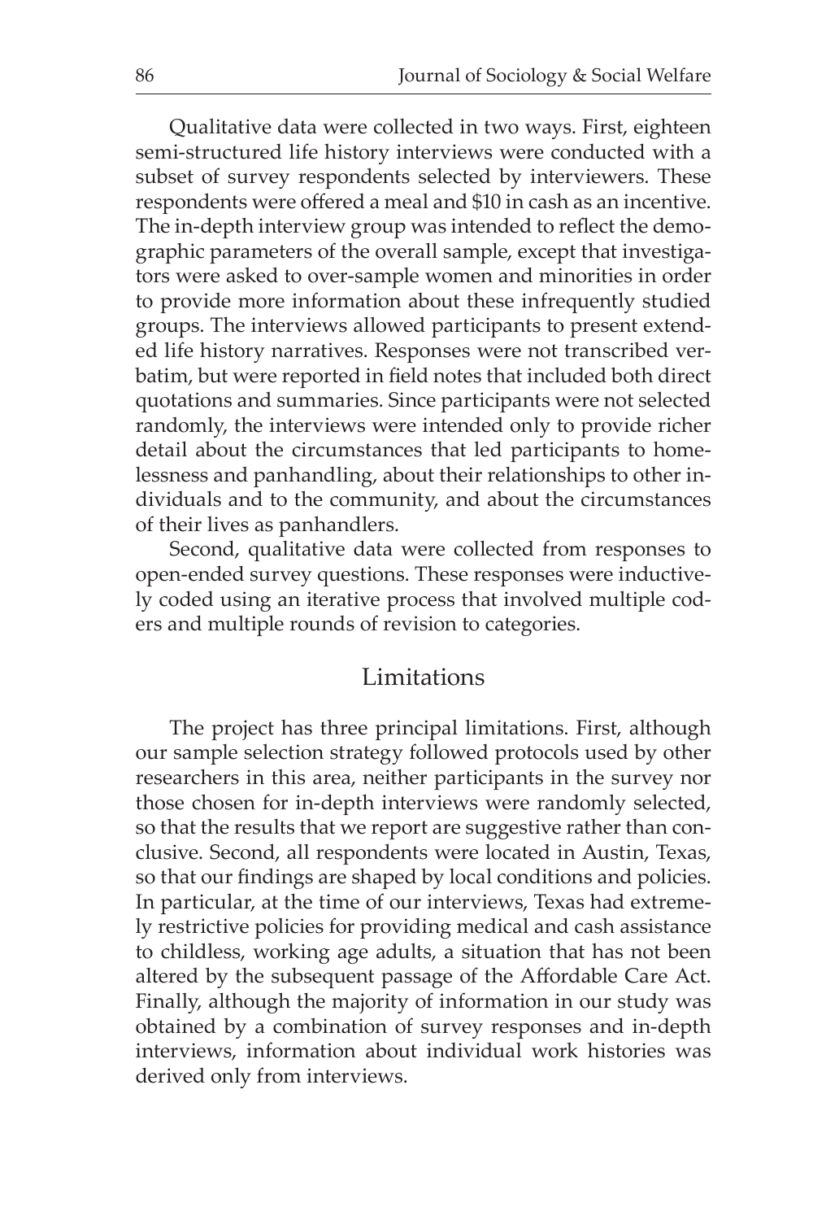Qualitative data were collected in two ways. First, eighteen semi-structured life history interviews were conducted with a subset of survey respondents selected by interviewers. These respondents were offered a meal and $10 in cash as an incentive. The in-depth interview group was intended to reflect the demographic parameters of the overall sample, except that investigators were asked to over-sample women and minorities in order to provide more information about these infrequently studied groups. The interviews allowed participants to present extended life history narratives. Responses were not transcribed verbatim, but were reported in field notes that included both direct quotations and summaries. Since participants were not selected randomly, the interviews were intended only to provide richer detail about the circumstances that led participants to homelessness and panhandling, about their relationships to other individuals and to the community, and about the circumstances of their lives as panhandlers.

Second, qualitative data were collected from responses to open-ended survey questions. These responses were inductively coded using an iterative process that involved multiple coders and multiple rounds of revision to categories.

## Limitations

The project has three principal limitations. First, although our sample selection strategy followed protocols used by other researchers in this area, neither participants in the survey nor those chosen for in-depth interviews were randomly selected, so that the results that we report are suggestive rather than conclusive. Second, all respondents were located in Austin, Texas, so that our findings are shaped by local conditions and policies. In particular, at the time of our interviews, Texas had extremely restrictive policies for providing medical and cash assistance to childless, working age adults, a situation that has not been altered by the subsequent passage of the Affordable Care Act. Finally, although the majority of information in our study was obtained by a combination of survey responses and in-depth interviews, information about individual work histories was derived only from interviews.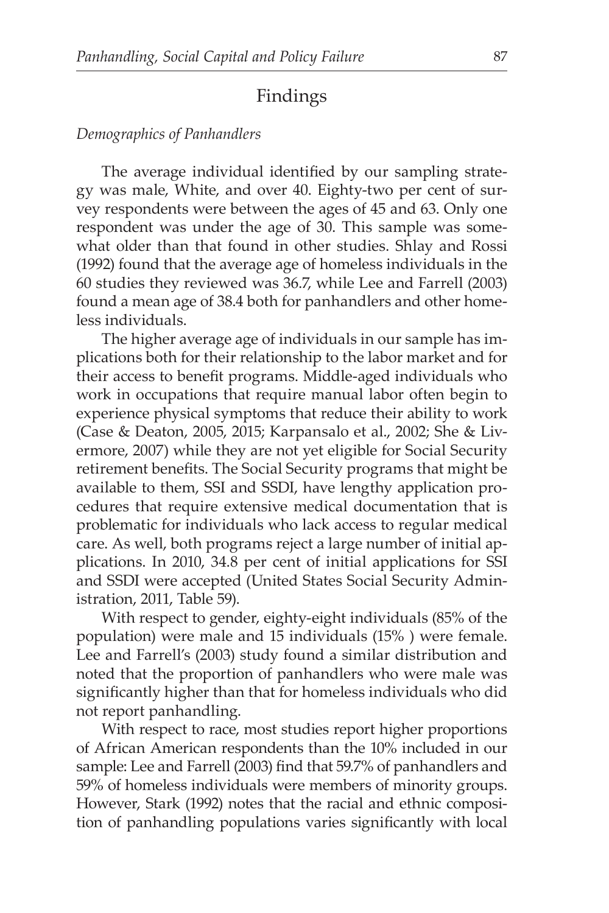## Findings

*Demographics of Panhandlers*

The average individual identified by our sampling strategy was male, White, and over 40. Eighty-two per cent of survey respondents were between the ages of 45 and 63. Only one respondent was under the age of 30. This sample was somewhat older than that found in other studies. Shlay and Rossi (1992) found that the average age of homeless individuals in the 60 studies they reviewed was 36.7, while Lee and Farrell (2003) found a mean age of 38.4 both for panhandlers and other homeless individuals.

The higher average age of individuals in our sample has implications both for their relationship to the labor market and for their access to benefit programs. Middle-aged individuals who work in occupations that require manual labor often begin to experience physical symptoms that reduce their ability to work (Case & Deaton, 2005, 2015; Karpansalo et al., 2002; She & Livermore, 2007) while they are not yet eligible for Social Security retirement benefits. The Social Security programs that might be available to them, SSI and SSDI, have lengthy application procedures that require extensive medical documentation that is problematic for individuals who lack access to regular medical care. As well, both programs reject a large number of initial applications. In 2010, 34.8 per cent of initial applications for SSI and SSDI were accepted (United States Social Security Administration, 2011, Table 59).

With respect to gender, eighty-eight individuals (85% of the population) were male and 15 individuals (15% ) were female. Lee and Farrell's (2003) study found a similar distribution and noted that the proportion of panhandlers who were male was significantly higher than that for homeless individuals who did not report panhandling.

With respect to race, most studies report higher proportions of African American respondents than the 10% included in our sample: Lee and Farrell (2003) find that 59.7% of panhandlers and 59% of homeless individuals were members of minority groups. However, Stark (1992) notes that the racial and ethnic composition of panhandling populations varies significantly with local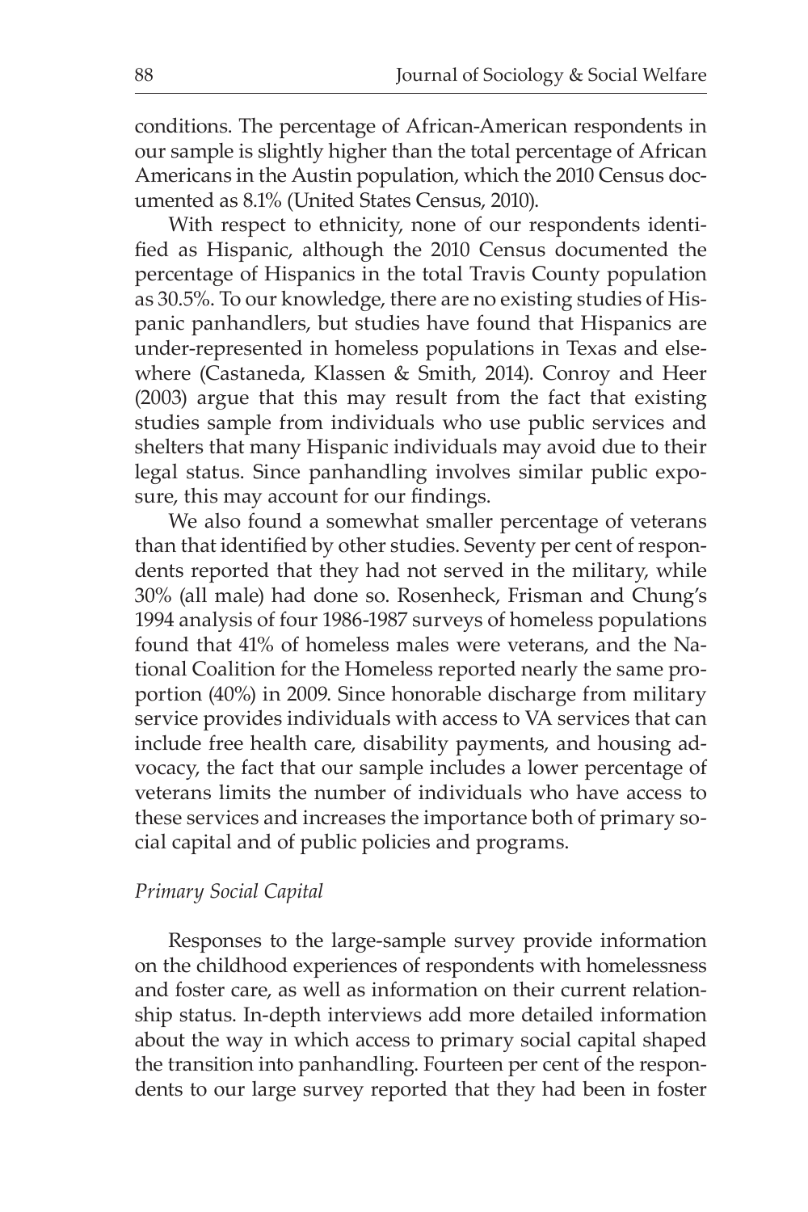conditions. The percentage of African-American respondents in our sample is slightly higher than the total percentage of African Americans in the Austin population, which the 2010 Census documented as 8.1% (United States Census, 2010).

With respect to ethnicity, none of our respondents identified as Hispanic, although the 2010 Census documented the percentage of Hispanics in the total Travis County population as 30.5%. To our knowledge, there are no existing studies of Hispanic panhandlers, but studies have found that Hispanics are under-represented in homeless populations in Texas and elsewhere (Castaneda, Klassen & Smith, 2014). Conroy and Heer (2003) argue that this may result from the fact that existing studies sample from individuals who use public services and shelters that many Hispanic individuals may avoid due to their legal status. Since panhandling involves similar public exposure, this may account for our findings.

We also found a somewhat smaller percentage of veterans than that identified by other studies. Seventy per cent of respondents reported that they had not served in the military, while 30% (all male) had done so. Rosenheck, Frisman and Chung's 1994 analysis of four 1986-1987 surveys of homeless populations found that 41% of homeless males were veterans, and the National Coalition for the Homeless reported nearly the same proportion (40%) in 2009. Since honorable discharge from military service provides individuals with access to VA services that can include free health care, disability payments, and housing advocacy, the fact that our sample includes a lower percentage of veterans limits the number of individuals who have access to these services and increases the importance both of primary social capital and of public policies and programs.

*Primary Social Capital*

Responses to the large-sample survey provide information on the childhood experiences of respondents with homelessness and foster care, as well as information on their current relationship status. In-depth interviews add more detailed information about the way in which access to primary social capital shaped the transition into panhandling. Fourteen per cent of the respondents to our large survey reported that they had been in foster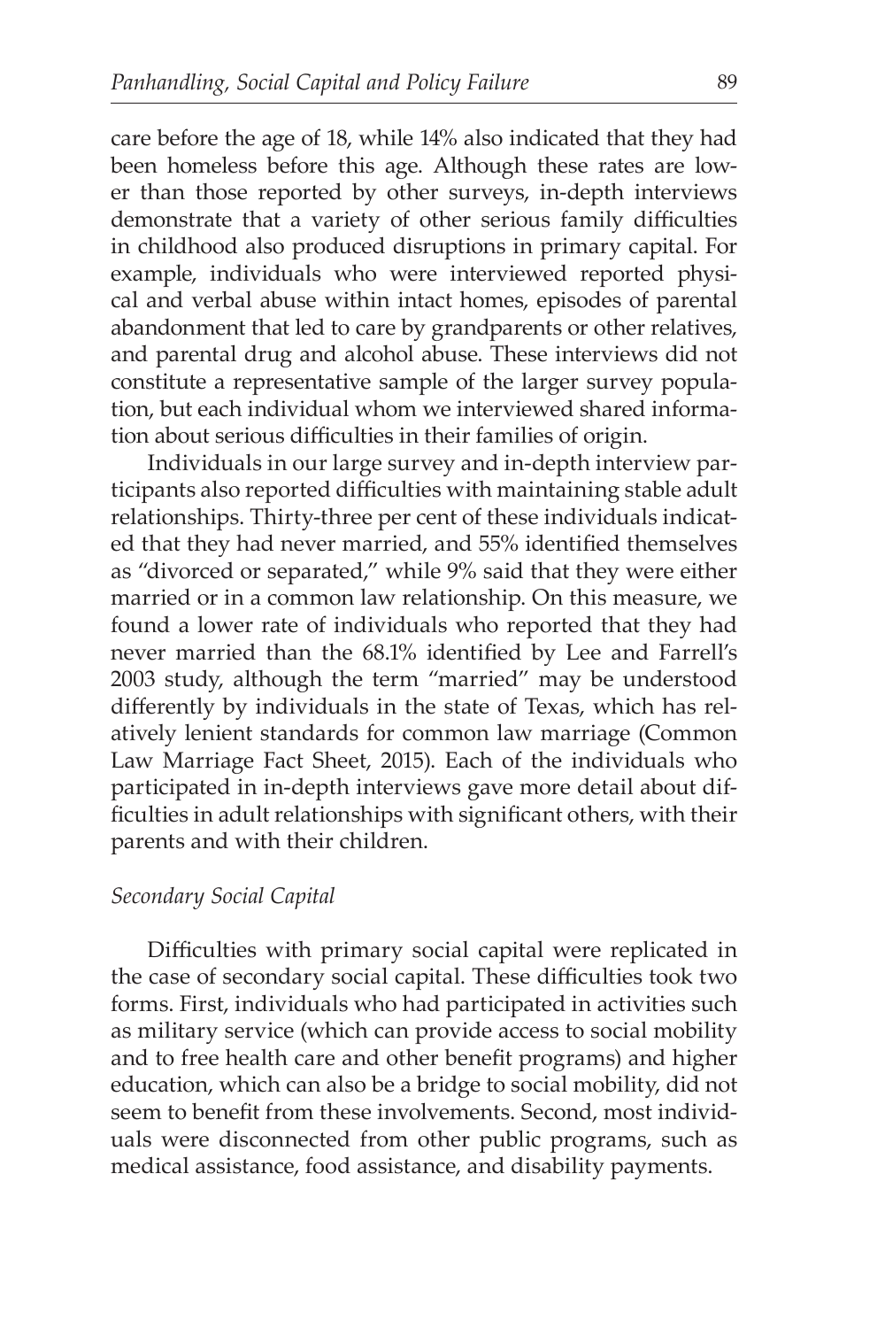care before the age of 18, while 14% also indicated that they had been homeless before this age. Although these rates are lower than those reported by other surveys, in-depth interviews demonstrate that a variety of other serious family difficulties in childhood also produced disruptions in primary capital. For example, individuals who were interviewed reported physical and verbal abuse within intact homes, episodes of parental abandonment that led to care by grandparents or other relatives, and parental drug and alcohol abuse. These interviews did not constitute a representative sample of the larger survey population, but each individual whom we interviewed shared information about serious difficulties in their families of origin.

Individuals in our large survey and in-depth interview participants also reported difficulties with maintaining stable adult relationships. Thirty-three per cent of these individuals indicated that they had never married, and 55% identified themselves as "divorced or separated," while 9% said that they were either married or in a common law relationship. On this measure, we found a lower rate of individuals who reported that they had never married than the 68.1% identified by Lee and Farrell's 2003 study, although the term "married" may be understood differently by individuals in the state of Texas, which has relatively lenient standards for common law marriage (Common Law Marriage Fact Sheet, 2015). Each of the individuals who participated in in-depth interviews gave more detail about difficulties in adult relationships with significant others, with their parents and with their children.

### *Secondary Social Capital*

Difficulties with primary social capital were replicated in the case of secondary social capital. These difficulties took two forms. First, individuals who had participated in activities such as military service (which can provide access to social mobility and to free health care and other benefit programs) and higher education, which can also be a bridge to social mobility, did not seem to benefit from these involvements. Second, most individuals were disconnected from other public programs, such as medical assistance, food assistance, and disability payments.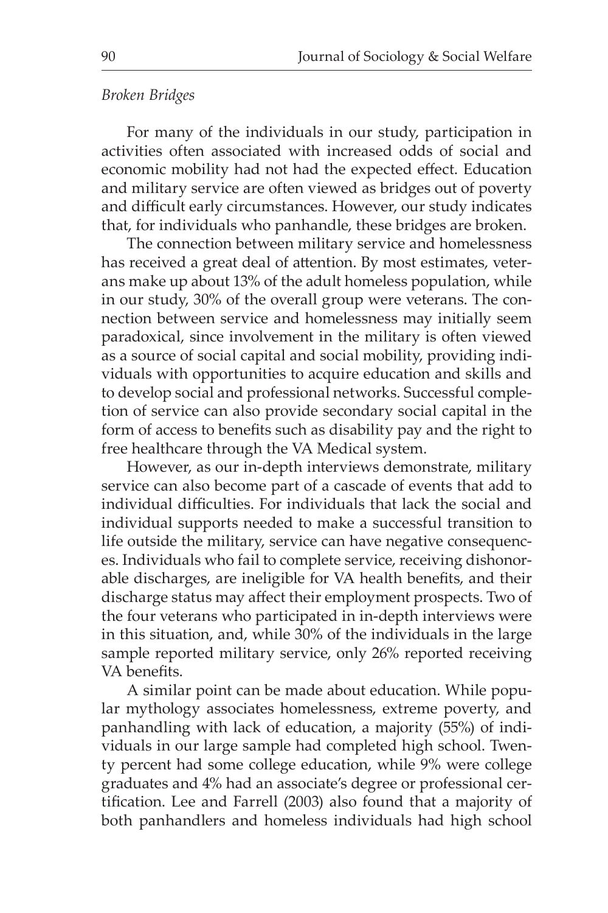*Broken Bridges*

For many of the individuals in our study, participation in activities often associated with increased odds of social and economic mobility had not had the expected effect. Education and military service are often viewed as bridges out of poverty and difficult early circumstances. However, our study indicates that, for individuals who panhandle, these bridges are broken.

The connection between military service and homelessness has received a great deal of attention. By most estimates, veterans make up about 13% of the adult homeless population, while in our study, 30% of the overall group were veterans. The connection between service and homelessness may initially seem paradoxical, since involvement in the military is often viewed as a source of social capital and social mobility, providing individuals with opportunities to acquire education and skills and to develop social and professional networks. Successful completion of service can also provide secondary social capital in the form of access to benefits such as disability pay and the right to free healthcare through the VA Medical system.

However, as our in-depth interviews demonstrate, military service can also become part of a cascade of events that add to individual difficulties. For individuals that lack the social and individual supports needed to make a successful transition to life outside the military, service can have negative consequences. Individuals who fail to complete service, receiving dishonorable discharges, are ineligible for VA health benefits, and their discharge status may affect their employment prospects. Two of the four veterans who participated in in-depth interviews were in this situation, and, while 30% of the individuals in the large sample reported military service, only 26% reported receiving VA benefits.

A similar point can be made about education. While popular mythology associates homelessness, extreme poverty, and panhandling with lack of education, a majority (55%) of individuals in our large sample had completed high school. Twenty percent had some college education, while 9% were college graduates and 4% had an associate's degree or professional certification. Lee and Farrell (2003) also found that a majority of both panhandlers and homeless individuals had high school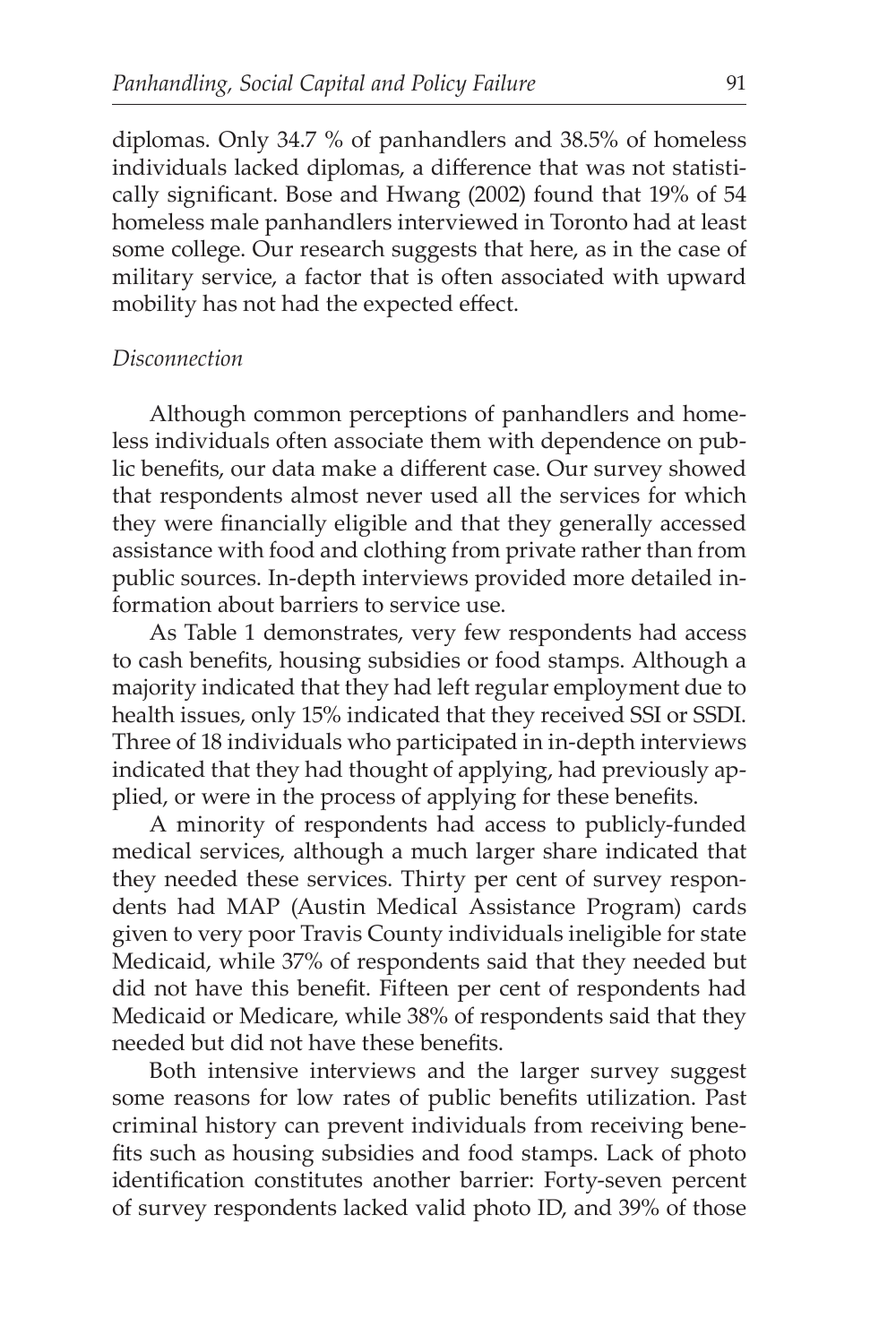diplomas. Only 34.7 % of panhandlers and 38.5% of homeless individuals lacked diplomas, a difference that was not statistically significant. Bose and Hwang (2002) found that 19% of 54 homeless male panhandlers interviewed in Toronto had at least some college. Our research suggests that here, as in the case of military service, a factor that is often associated with upward mobility has not had the expected effect.

*Disconnection*

Although common perceptions of panhandlers and homeless individuals often associate them with dependence on public benefits, our data make a different case. Our survey showed that respondents almost never used all the services for which they were financially eligible and that they generally accessed assistance with food and clothing from private rather than from public sources. In-depth interviews provided more detailed information about barriers to service use.

As Table 1 demonstrates, very few respondents had access to cash benefits, housing subsidies or food stamps. Although a majority indicated that they had left regular employment due to health issues, only 15% indicated that they received SSI or SSDI. Three of 18 individuals who participated in in-depth interviews indicated that they had thought of applying, had previously applied, or were in the process of applying for these benefits.

A minority of respondents had access to publicly-funded medical services, although a much larger share indicated that they needed these services. Thirty per cent of survey respondents had MAP (Austin Medical Assistance Program) cards given to very poor Travis County individuals ineligible for state Medicaid, while 37% of respondents said that they needed but did not have this benefit. Fifteen per cent of respondents had Medicaid or Medicare, while 38% of respondents said that they needed but did not have these benefits.

Both intensive interviews and the larger survey suggest some reasons for low rates of public benefits utilization. Past criminal history can prevent individuals from receiving benefits such as housing subsidies and food stamps. Lack of photo identification constitutes another barrier: Forty-seven percent of survey respondents lacked valid photo ID, and 39% of those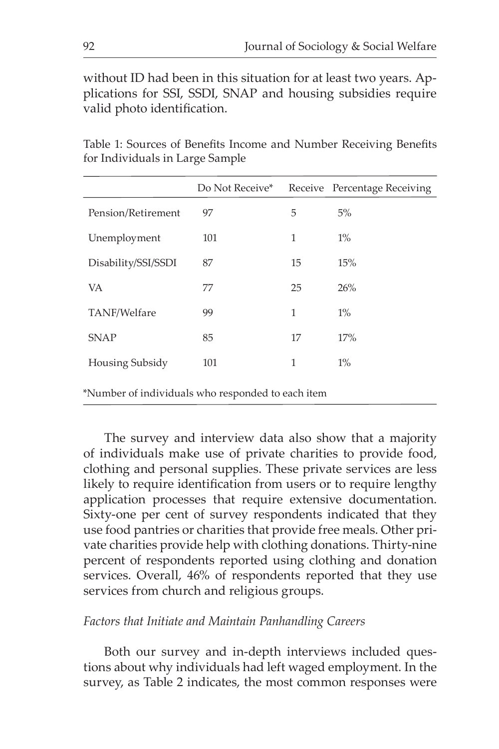without ID had been in this situation for at least two years. Applications for SSI, SSDI, SNAP and housing subsidies require valid photo identification.

Table 1: Sources of Benefits Income and Number Receiving Benefits for Individuals in Large Sample

| | Do Not Receive* | Receive | Percentage Receiving |
|---|---|---|---|
| Pension/Retirement | 97 | 5 | 5% |
| Unemployment | 101 | 1 | 1% |
| Disability/SSI/SSDI | 87 | 15 | 15% |
| VA | 77 | 25 | 26% |
| TANF/Welfare | 99 | 1 | 1% |
| SNAP | 85 | 17 | 17% |
| Housing Subsidy | 101 | 1 | 1% |

*Number of individuals who responded to each item

The survey and interview data also show that a majority of individuals make use of private charities to provide food, clothing and personal supplies. These private services are less likely to require identification from users or to require lengthy application processes that require extensive documentation. Sixty-one per cent of survey respondents indicated that they use food pantries or charities that provide free meals. Other private charities provide help with clothing donations. Thirty-nine percent of respondents reported using clothing and donation services. Overall, 46% of respondents reported that they use services from church and religious groups.

*Factors that Initiate and Maintain Panhandling Careers*

Both our survey and in-depth interviews included questions about why individuals had left waged employment. In the survey, as Table 2 indicates, the most common responses were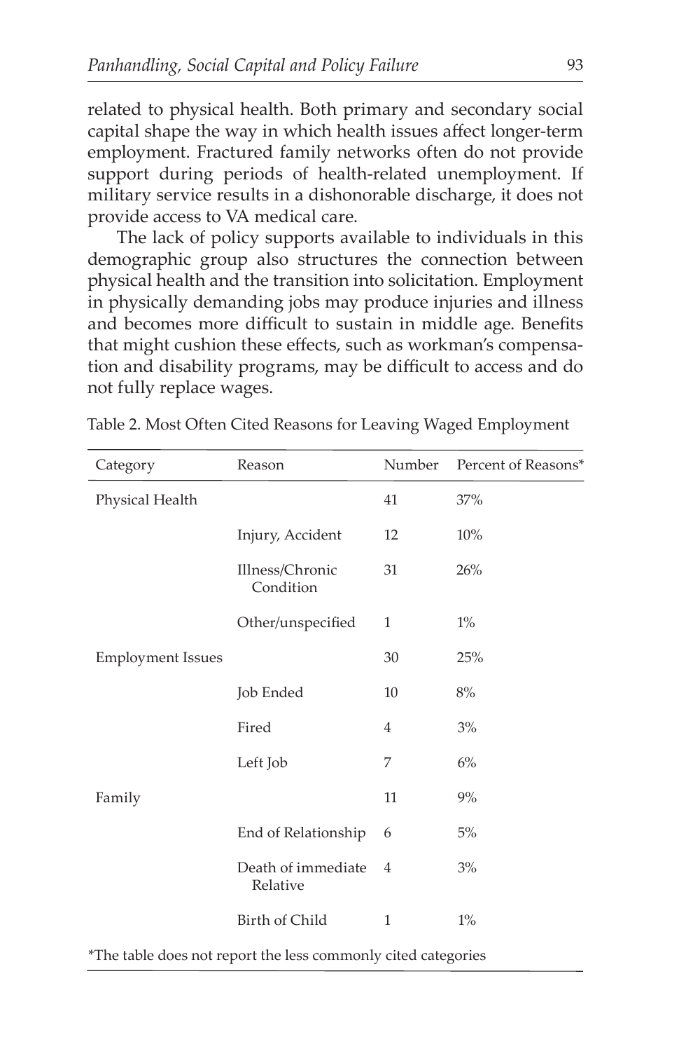related to physical health. Both primary and secondary social capital shape the way in which health issues affect longer-term employment. Fractured family networks often do not provide support during periods of health-related unemployment. If military service results in a dishonorable discharge, it does not provide access to VA medical care.

The lack of policy supports available to individuals in this demographic group also structures the connection between physical health and the transition into solicitation. Employment in physically demanding jobs may produce injuries and illness and becomes more difficult to sustain in middle age. Benefits that might cushion these effects, such as workman's compensation and disability programs, may be difficult to access and do not fully replace wages.

Table 2. Most Often Cited Reasons for Leaving Waged Employment

| Category | Reason | Number | Percent of Reasons* |
|---|---|---|---|
| Physical Health | | 41 | 37% |
| | Injury, Accident | 12 | 10% |
| | Illness/Chronic Condition | 31 | 26% |
| | Other/unspecified | 1 | 1% |
| Employment Issues | | 30 | 25% |
| | Job Ended | 10 | 8% |
| | Fired | 4 | 3% |
| | Left Job | 7 | 6% |
| Family | | 11 | 9% |
| | End of Relationship | 6 | 5% |
| | Death of immediate Relative | 4 | 3% |
| | Birth of Child | 1 | 1% |

*The table does not report the less commonly cited categories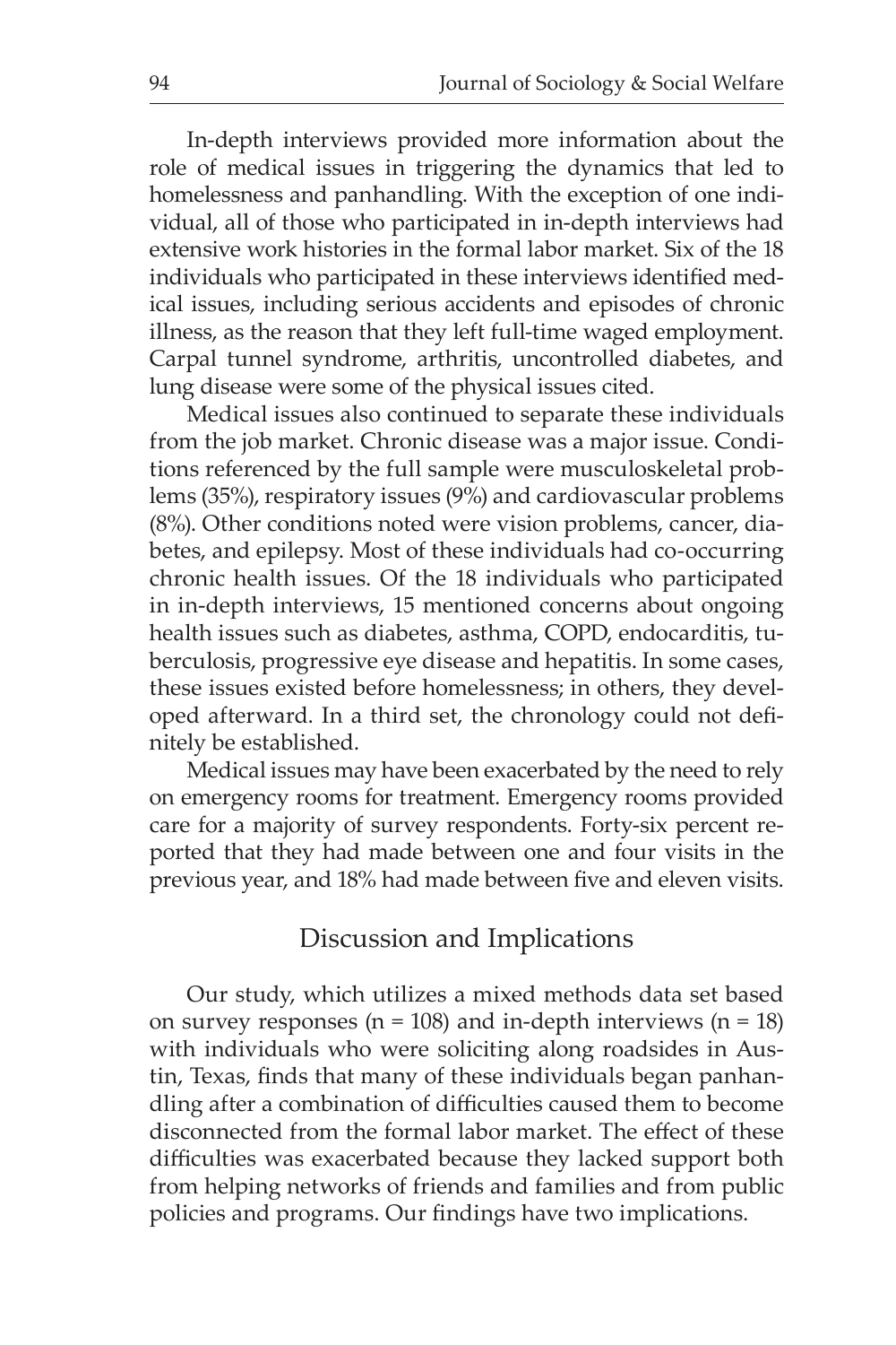In-depth interviews provided more information about the role of medical issues in triggering the dynamics that led to homelessness and panhandling. With the exception of one individual, all of those who participated in in-depth interviews had extensive work histories in the formal labor market. Six of the 18 individuals who participated in these interviews identified medical issues, including serious accidents and episodes of chronic illness, as the reason that they left full-time waged employment. Carpal tunnel syndrome, arthritis, uncontrolled diabetes, and lung disease were some of the physical issues cited.

Medical issues also continued to separate these individuals from the job market. Chronic disease was a major issue. Conditions referenced by the full sample were musculoskeletal problems (35%), respiratory issues (9%) and cardiovascular problems (8%). Other conditions noted were vision problems, cancer, diabetes, and epilepsy. Most of these individuals had co-occurring chronic health issues. Of the 18 individuals who participated in in-depth interviews, 15 mentioned concerns about ongoing health issues such as diabetes, asthma, COPD, endocarditis, tuberculosis, progressive eye disease and hepatitis. In some cases, these issues existed before homelessness; in others, they developed afterward. In a third set, the chronology could not definitely be established.

Medical issues may have been exacerbated by the need to rely on emergency rooms for treatment. Emergency rooms provided care for a majority of survey respondents. Forty-six percent reported that they had made between one and four visits in the previous year, and 18% had made between five and eleven visits.

## Discussion and Implications

Our study, which utilizes a mixed methods data set based on survey responses (n = 108) and in-depth interviews (n = 18) with individuals who were soliciting along roadsides in Austin, Texas, finds that many of these individuals began panhandling after a combination of difficulties caused them to become disconnected from the formal labor market. The effect of these difficulties was exacerbated because they lacked support both from helping networks of friends and families and from public policies and programs. Our findings have two implications.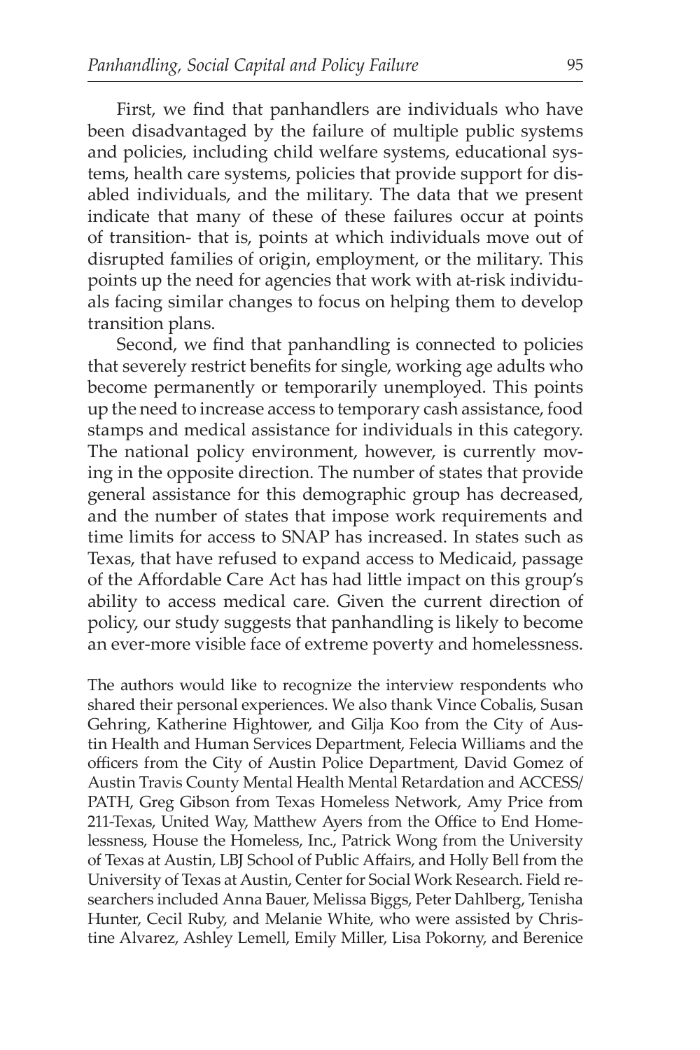First, we find that panhandlers are individuals who have been disadvantaged by the failure of multiple public systems and policies, including child welfare systems, educational systems, health care systems, policies that provide support for disabled individuals, and the military. The data that we present indicate that many of these of these failures occur at points of transition- that is, points at which individuals move out of disrupted families of origin, employment, or the military. This points up the need for agencies that work with at-risk individuals facing similar changes to focus on helping them to develop transition plans.

Second, we find that panhandling is connected to policies that severely restrict benefits for single, working age adults who become permanently or temporarily unemployed. This points up the need to increase access to temporary cash assistance, food stamps and medical assistance for individuals in this category. The national policy environment, however, is currently moving in the opposite direction. The number of states that provide general assistance for this demographic group has decreased, and the number of states that impose work requirements and time limits for access to SNAP has increased. In states such as Texas, that have refused to expand access to Medicaid, passage of the Affordable Care Act has had little impact on this group's ability to access medical care. Given the current direction of policy, our study suggests that panhandling is likely to become an ever-more visible face of extreme poverty and homelessness.

The authors would like to recognize the interview respondents who shared their personal experiences. We also thank Vince Cobalis, Susan Gehring, Katherine Hightower, and Gilja Koo from the City of Austin Health and Human Services Department, Felecia Williams and the officers from the City of Austin Police Department, David Gomez of Austin Travis County Mental Health Mental Retardation and ACCESS/PATH, Greg Gibson from Texas Homeless Network, Amy Price from 211-Texas, United Way, Matthew Ayers from the Office to End Homelessness, House the Homeless, Inc., Patrick Wong from the University of Texas at Austin, LBJ School of Public Affairs, and Holly Bell from the University of Texas at Austin, Center for Social Work Research. Field researchers included Anna Bauer, Melissa Biggs, Peter Dahlberg, Tenisha Hunter, Cecil Ruby, and Melanie White, who were assisted by Christine Alvarez, Ashley Lemell, Emily Miller, Lisa Pokorny, and Berenice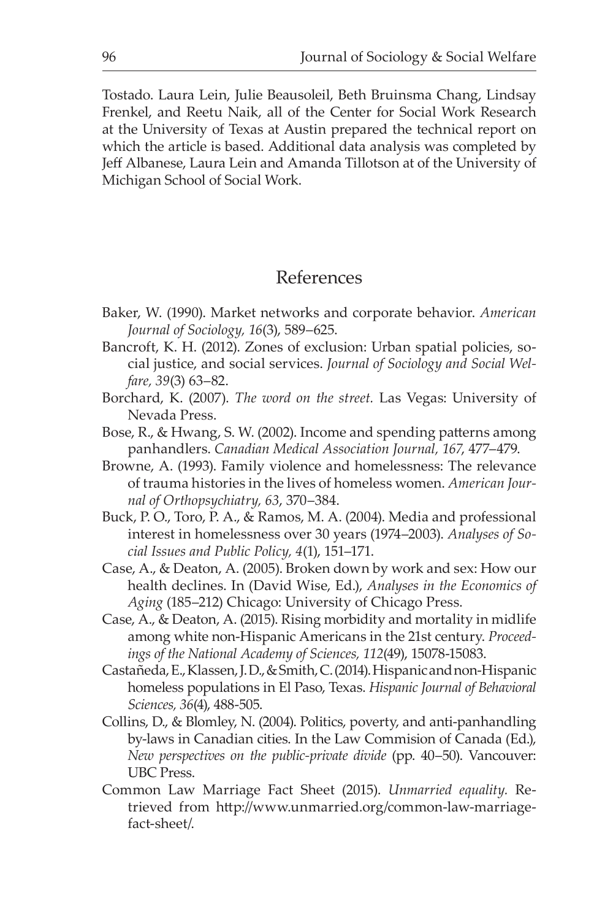Tostado. Laura Lein, Julie Beausoleil, Beth Bruinsma Chang, Lindsay Frenkel, and Reetu Naik, all of the Center for Social Work Research at the University of Texas at Austin prepared the technical report on which the article is based. Additional data analysis was completed by Jeff Albanese, Laura Lein and Amanda Tillotson at of the University of Michigan School of Social Work.

## References

Baker, W. (1990). Market networks and corporate behavior. *American Journal of Sociology, 16*(3), 589–625.

Bancroft, K. H. (2012). Zones of exclusion: Urban spatial policies, social justice, and social services. *Journal of Sociology and Social Welfare, 39*(3) 63–82.

Borchard, K. (2007). *The word on the street.* Las Vegas: University of Nevada Press.

Bose, R., & Hwang, S. W. (2002). Income and spending patterns among panhandlers. *Canadian Medical Association Journal, 167*, 477–479.

Browne, A. (1993). Family violence and homelessness: The relevance of trauma histories in the lives of homeless women. *American Journal of Orthopsychiatry, 63*, 370–384.

Buck, P. O., Toro, P. A., & Ramos, M. A. (2004). Media and professional interest in homelessness over 30 years (1974–2003). *Analyses of Social Issues and Public Policy, 4*(1), 151–171.

Case, A., & Deaton, A. (2005). Broken down by work and sex: How our health declines. In (David Wise, Ed.), *Analyses in the Economics of Aging* (185–212) Chicago: University of Chicago Press.

Case, A., & Deaton, A. (2015). Rising morbidity and mortality in midlife among white non-Hispanic Americans in the 21st century. *Proceedings of the National Academy of Sciences, 112*(49), 15078-15083.

Castañeda, E., Klassen, J. D., & Smith, C. (2014). Hispanic and non-Hispanic homeless populations in El Paso, Texas. *Hispanic Journal of Behavioral Sciences, 36*(4), 488-505.

Collins, D., & Blomley, N. (2004). Politics, poverty, and anti-panhandling by-laws in Canadian cities. In the Law Commision of Canada (Ed.), *New perspectives on the public-private divide* (pp. 40–50). Vancouver: UBC Press.

Common Law Marriage Fact Sheet (2015). *Unmarried equality.* Retrieved from http://www.unmarried.org/common-law-marriage-fact-sheet/.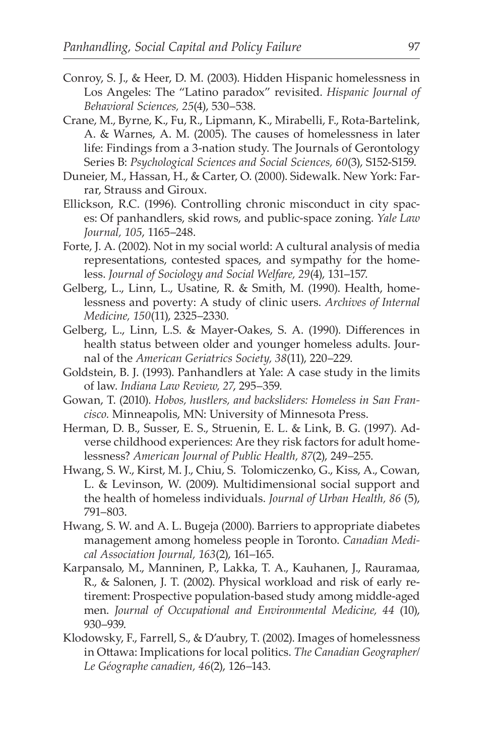Conroy, S. J., & Heer, D. M. (2003). Hidden Hispanic homelessness in Los Angeles: The "Latino paradox" revisited. *Hispanic Journal of Behavioral Sciences, 25*(4), 530–538.

Crane, M., Byrne, K., Fu, R., Lipmann, K., Mirabelli, F., Rota-Bartelink, A. & Warnes, A. M. (2005). The causes of homelessness in later life: Findings from a 3-nation study. The Journals of Gerontology Series B: *Psychological Sciences and Social Sciences, 60*(3), S152-S159.

Duneier, M., Hassan, H., & Carter, O. (2000). Sidewalk. New York: Farrar, Strauss and Giroux.

Ellickson, R.C. (1996). Controlling chronic misconduct in city spaces: Of panhandlers, skid rows, and public-space zoning. *Yale Law Journal, 105*, 1165–248.

Forte, J. A. (2002). Not in my social world: A cultural analysis of media representations, contested spaces, and sympathy for the homeless. *Journal of Sociology and Social Welfare, 29*(4), 131–157.

Gelberg, L., Linn, L., Usatine, R. & Smith, M. (1990). Health, homelessness and poverty: A study of clinic users. *Archives of Internal Medicine, 150*(11), 2325–2330.

Gelberg, L., Linn, L.S. & Mayer-Oakes, S. A. (1990). Differences in health status between older and younger homeless adults. Journal of the *American Geriatrics Society, 38*(11), 220–229.

Goldstein, B. J. (1993). Panhandlers at Yale: A case study in the limits of law. *Indiana Law Review, 27*, 295–359.

Gowan, T. (2010). *Hobos, hustlers, and backsliders: Homeless in San Francisco.* Minneapolis, MN: University of Minnesota Press.

Herman, D. B., Susser, E. S., Struenin, E. L. & Link, B. G. (1997). Adverse childhood experiences: Are they risk factors for adult homelessness? *American Journal of Public Health, 87*(2), 249–255.

Hwang, S. W., Kirst, M. J., Chiu, S. Tolomiczenko, G., Kiss, A., Cowan, L. & Levinson, W. (2009). Multidimensional social support and the health of homeless individuals. *Journal of Urban Health, 86* (5), 791–803.

Hwang, S. W. and A. L. Bugeja (2000). Barriers to appropriate diabetes management among homeless people in Toronto. *Canadian Medical Association Journal, 163*(2), 161–165.

Karpansalo, M., Manninen, P., Lakka, T. A., Kauhanen, J., Rauramaa, R., & Salonen, J. T. (2002). Physical workload and risk of early retirement: Prospective population-based study among middle-aged men. *Journal of Occupational and Environmental Medicine, 44* (10), 930–939.

Klodowsky, F., Farrell, S., & D'aubry, T. (2002). Images of homelessness in Ottawa: Implications for local politics. *The Canadian Geographer/ Le Géographe canadien, 46*(2), 126–143.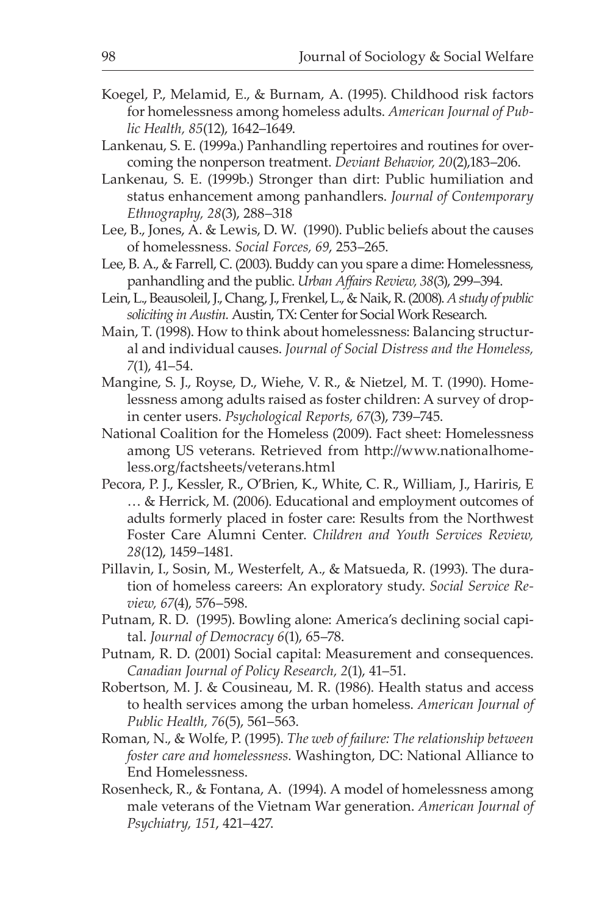Koegel, P., Melamid, E., & Burnam, A. (1995). Childhood risk factors for homelessness among homeless adults. *American Journal of Public Health, 85*(12), 1642–1649.

Lankenau, S. E. (1999a.) Panhandling repertoires and routines for overcoming the nonperson treatment. *Deviant Behavior, 20*(2),183–206.

Lankenau, S. E. (1999b.) Stronger than dirt: Public humiliation and status enhancement among panhandlers. *Journal of Contemporary Ethnography, 28*(3), 288–318

Lee, B., Jones, A. & Lewis, D. W. (1990). Public beliefs about the causes of homelessness. *Social Forces, 69*, 253–265.

Lee, B. A., & Farrell, C. (2003). Buddy can you spare a dime: Homelessness, panhandling and the public. *Urban Affairs Review, 38*(3), 299–394.

Lein, L., Beausoleil, J., Chang, J., Frenkel, L., & Naik, R. (2008). *A study of public soliciting in Austin.* Austin, TX: Center for Social Work Research.

Main, T. (1998). How to think about homelessness: Balancing structural and individual causes. *Journal of Social Distress and the Homeless, 7*(1), 41–54.

Mangine, S. J., Royse, D., Wiehe, V. R., & Nietzel, M. T. (1990). Homelessness among adults raised as foster children: A survey of drop-in center users. *Psychological Reports, 67*(3), 739–745.

National Coalition for the Homeless (2009). Fact sheet: Homelessness among US veterans. Retrieved from http://www.nationalhomeless.org/factsheets/veterans.html

Pecora, P. J., Kessler, R., O'Brien, K., White, C. R., William, J., Hariris, E … & Herrick, M. (2006). Educational and employment outcomes of adults formerly placed in foster care: Results from the Northwest Foster Care Alumni Center. *Children and Youth Services Review, 28*(12), 1459–1481.

Pillavin, I., Sosin, M., Westerfelt, A., & Matsueda, R. (1993). The duration of homeless careers: An exploratory study. *Social Service Review, 67*(4), 576–598.

Putnam, R. D. (1995). Bowling alone: America's declining social capital. *Journal of Democracy 6*(1), 65–78.

Putnam, R. D. (2001) Social capital: Measurement and consequences. *Canadian Journal of Policy Research, 2*(1), 41–51.

Robertson, M. J. & Cousineau, M. R. (1986). Health status and access to health services among the urban homeless. *American Journal of Public Health, 76*(5), 561–563.

Roman, N., & Wolfe, P. (1995). *The web of failure: The relationship between foster care and homelessness.* Washington, DC: National Alliance to End Homelessness.

Rosenheck, R., & Fontana, A. (1994). A model of homelessness among male veterans of the Vietnam War generation. *American Journal of Psychiatry, 151*, 421–427.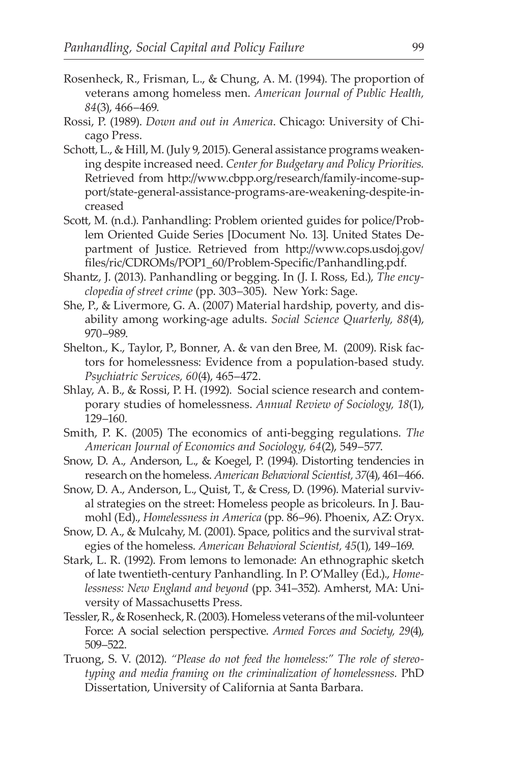Rosenheck, R., Frisman, L., & Chung, A. M. (1994). The proportion of veterans among homeless men. *American Journal of Public Health, 84*(3), 466–469.

Rossi, P. (1989). *Down and out in America*. Chicago: University of Chicago Press.

Schott, L., & Hill, M. (July 9, 2015). General assistance programs weakening despite increased need. *Center for Budgetary and Policy Priorities.* Retrieved from http://www.cbpp.org/research/family-income-support/state-general-assistance-programs-are-weakening-despite-increased

Scott, M. (n.d.). Panhandling: Problem oriented guides for police/Problem Oriented Guide Series [Document No. 13]. United States Department of Justice. Retrieved from http://www.cops.usdoj.gov/files/ric/CDROMs/POP1_60/Problem-Specific/Panhandling.pdf.

Shantz, J. (2013). Panhandling or begging. In (J. I. Ross, Ed.), *The encyclopedia of street crime* (pp. 303–305). New York: Sage.

She, P., & Livermore, G. A. (2007) Material hardship, poverty, and disability among working-age adults. *Social Science Quarterly, 88*(4), 970–989.

Shelton., K., Taylor, P., Bonner, A. & van den Bree, M. (2009). Risk factors for homelessness: Evidence from a population-based study. *Psychiatric Services, 60*(4), 465–472.

Shlay, A. B., & Rossi, P. H. (1992). Social science research and contemporary studies of homelessness. *Annual Review of Sociology, 18*(1), 129–160.

Smith, P. K. (2005) The economics of anti-begging regulations. *The American Journal of Economics and Sociology, 64*(2), 549–577.

Snow, D. A., Anderson, L., & Koegel, P. (1994). Distorting tendencies in research on the homeless. *American Behavioral Scientist, 37*(4), 461–466.

Snow, D. A., Anderson, L., Quist, T., & Cress, D. (1996). Material survival strategies on the street: Homeless people as bricoleurs. In J. Baumohl (Ed)., *Homelessness in America* (pp. 86–96). Phoenix, AZ: Oryx.

Snow, D. A., & Mulcahy, M. (2001). Space, politics and the survival strategies of the homeless. *American Behavioral Scientist, 45*(1), 149–169.

Stark, L. R. (1992). From lemons to lemonade: An ethnographic sketch of late twentieth-century Panhandling. In P. O'Malley (Ed.)., *Homelessness: New England and beyond* (pp. 341–352). Amherst, MA: University of Massachusetts Press.

Tessler, R., & Rosenheck, R. (2003). Homeless veterans of the mil-volunteer Force: A social selection perspective. *Armed Forces and Society, 29*(4), 509–522.

Truong, S. V. (2012). *"Please do not feed the homeless:" The role of stereotyping and media framing on the criminalization of homelessness.* PhD Dissertation, University of California at Santa Barbara.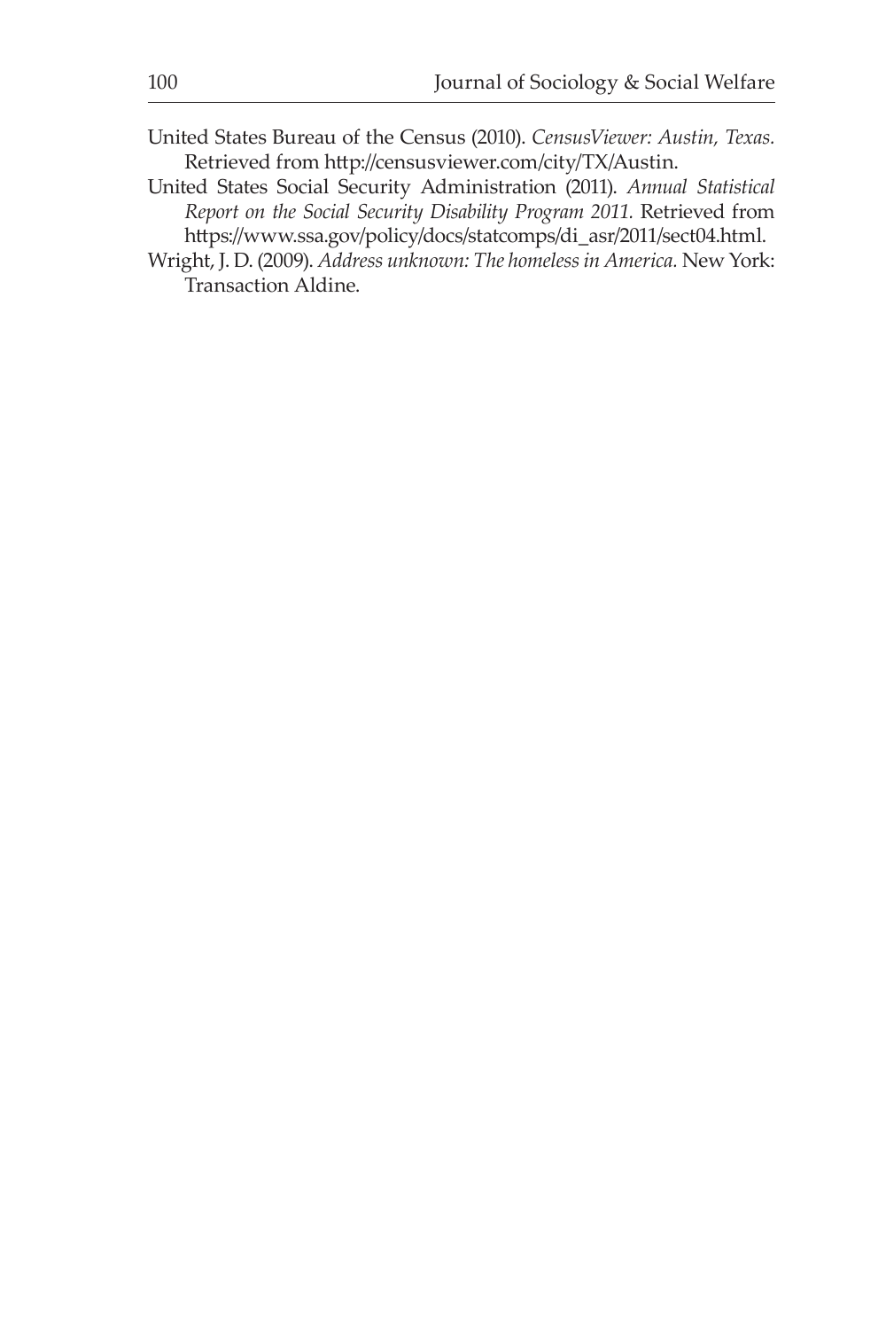United States Bureau of the Census (2010). *CensusViewer: Austin, Texas.* Retrieved from http://censusviewer.com/city/TX/Austin.

United States Social Security Administration (2011). *Annual Statistical Report on the Social Security Disability Program 2011.* Retrieved from https://www.ssa.gov/policy/docs/statcomps/di_asr/2011/sect04.html.

Wright, J. D. (2009). *Address unknown: The homeless in America.* New York: Transaction Aldine.